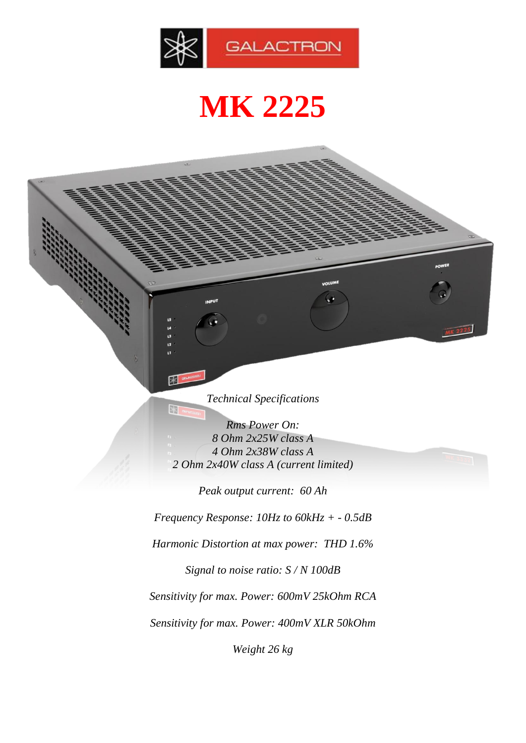GALACTRON

# MK 2225

*Technical Specifications*

*Rms Power On:*
*8 Ohm 2x25W class A*
*4 Ohm 2x38W class A*
*2 Ohm 2x40W class A (current limited)*

*Peak output current: 60 Ah*

*Frequency Response: 10Hz to 60kHz + - 0.5dB*

*Harmonic Distortion at max power: THD 1.6%*

*Signal to noise ratio: S / N 100dB*

*Sensitivity for max. Power: 600mV 25kOhm RCA*

*Sensitivity for max. Power: 400mV XLR 50kOhm*

*Weight 26 kg*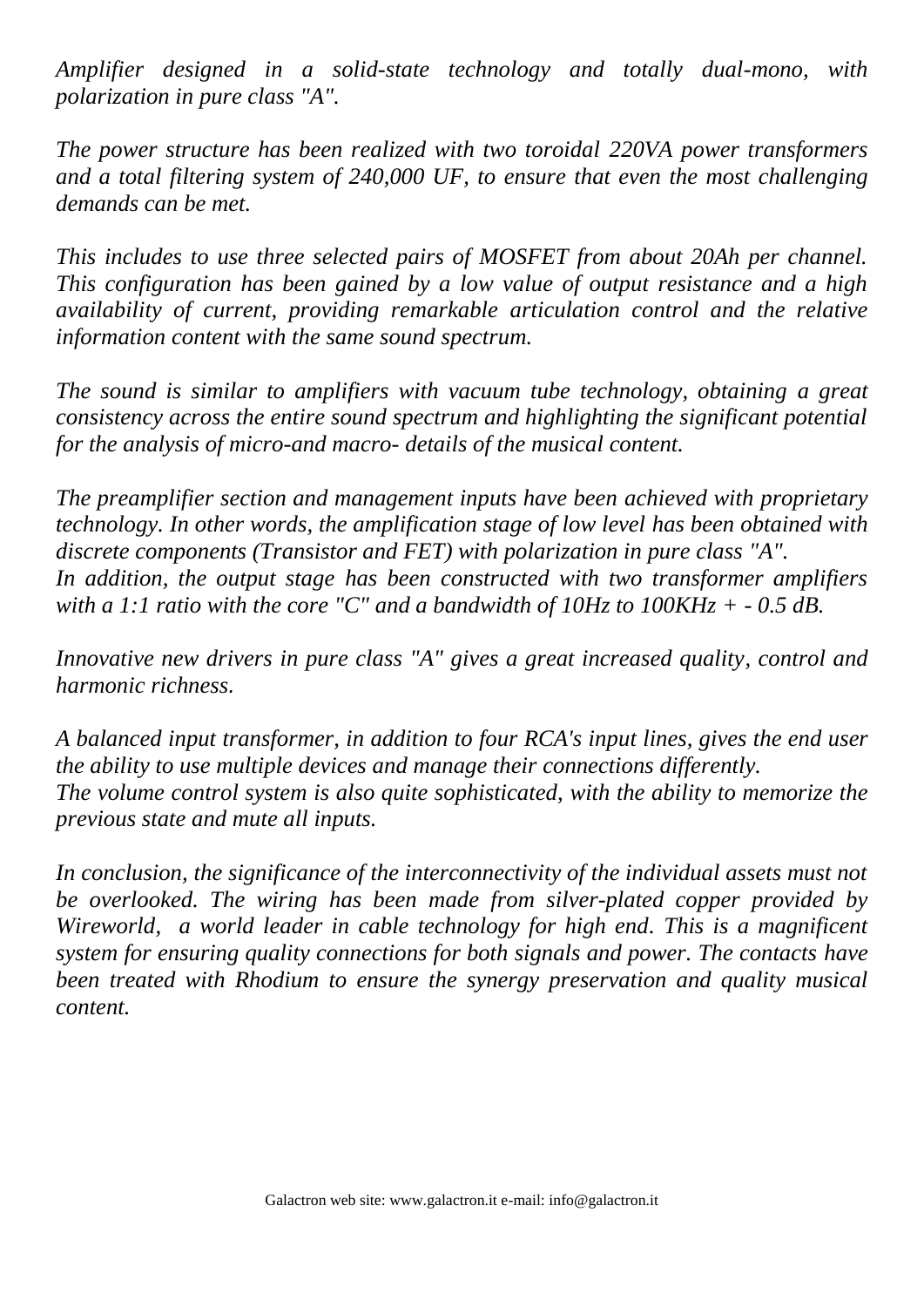*Amplifier designed in a solid-state technology and totally dual-mono, with polarization in pure class "A".*

*The power structure has been realized with two toroidal 220VA power transformers and a total filtering system of 240,000 UF, to ensure that even the most challenging demands can be met.*

*This includes to use three selected pairs of MOSFET from about 20Ah per channel. This configuration has been gained by a low value of output resistance and a high availability of current, providing remarkable articulation control and the relative information content with the same sound spectrum.*

*The sound is similar to amplifiers with vacuum tube technology, obtaining a great consistency across the entire sound spectrum and highlighting the significant potential for the analysis of micro-and macro- details of the musical content.*

*The preamplifier section and management inputs have been achieved with proprietary technology. In other words, the amplification stage of low level has been obtained with discrete components (Transistor and FET) with polarization in pure class "A".*
*In addition, the output stage has been constructed with two transformer amplifiers with a 1:1 ratio with the core "C" and a bandwidth of 10Hz to 100KHz + - 0.5 dB.*

*Innovative new drivers in pure class "A" gives a great increased quality, control and harmonic richness.*

*A balanced input transformer, in addition to four RCA's input lines, gives the end user the ability to use multiple devices and manage their connections differently.*
*The volume control system is also quite sophisticated, with the ability to memorize the previous state and mute all inputs.*

*In conclusion, the significance of the interconnectivity of the individual assets must not be overlooked. The wiring has been made from silver-plated copper provided by Wireworld, a world leader in cable technology for high end. This is a magnificent system for ensuring quality connections for both signals and power. The contacts have been treated with Rhodium to ensure the synergy preservation and quality musical content.*

Galactron web site: www.galactron.it e-mail: info@galactron.it